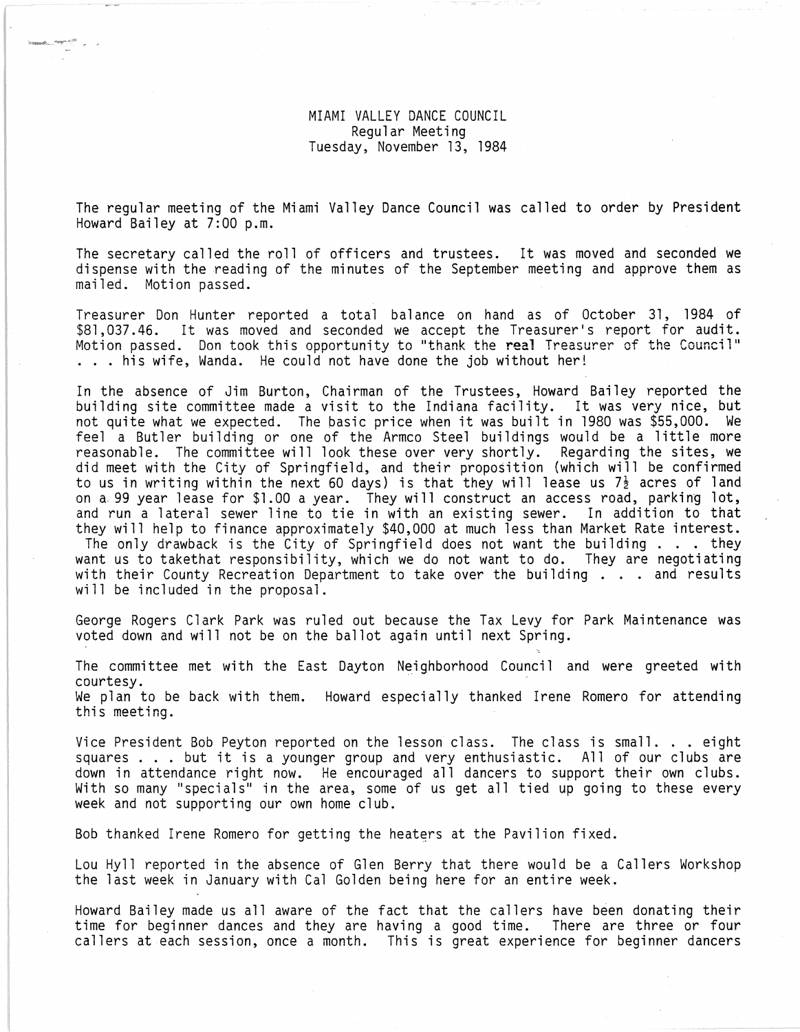# MIAMI VALLEY DANCE COUNCIL
## Regular Meeting
### Tuesday, November 13, 1984

The regular meeting of the Miami Valley Dance Council was called to order by President Howard Bailey at 7:00 p.m.

The secretary called the roll of officers and trustees. It was moved and seconded we dispense with the reading of the minutes of the September meeting and approve them as mailed. Motion passed.

Treasurer Don Hunter reported a total balance on hand as of October 31, 1984 of $81,037.46. It was moved and seconded we accept the Treasurer's report for audit. Motion passed. Don took this opportunity to "thank the **real** Treasurer of the Council" . . . his wife, Wanda. He could not have done the job without her!

In the absence of Jim Burton, Chairman of the Trustees, Howard Bailey reported the building site committee made a visit to the Indiana facility. It was very nice, but not quite what we expected. The basic price when it was built in 1980 was $55,000. We feel a Butler building or one of the Armco Steel buildings would be a little more reasonable. The committee will look these over very shortly. Regarding the sites, we did meet with the City of Springfield, and their proposition (which will be confirmed to us in writing within the next 60 days) is that they will lease us 7½ acres of land on a 99 year lease for $1.00 a year. They will construct an access road, parking lot, and run a lateral sewer line to tie in with an existing sewer. In addition to that they will help to finance approximately $40,000 at much less than Market Rate interest. The only drawback is the City of Springfield does not want the building . . . they want us to takethat responsibility, which we do not want to do. They are negotiating with their County Recreation Department to take over the building . . . and results will be included in the proposal.

George Rogers Clark Park was ruled out because the Tax Levy for Park Maintenance was voted down and will not be on the ballot again until next Spring.

The committee met with the East Dayton Neighborhood Council and were greeted with courtesy.
We plan to be back with them. Howard especially thanked Irene Romero for attending this meeting.

Vice President Bob Peyton reported on the lesson class. The class is small. . . eight squares . . . but it is a younger group and very enthusiastic. All of our clubs are down in attendance right now. He encouraged all dancers to support their own clubs. With so many "specials" in the area, some of us get all tied up going to these every week and not supporting our own home club.

Bob thanked Irene Romero for getting the heaters at the Pavilion fixed.

Lou Hyll reported in the absence of Glen Berry that there would be a Callers Workshop the last week in January with Cal Golden being here for an entire week.

Howard Bailey made us all aware of the fact that the callers have been donating their time for beginner dances and they are having a good time. There are three or four callers at each session, once a month. This is great experience for beginner dancers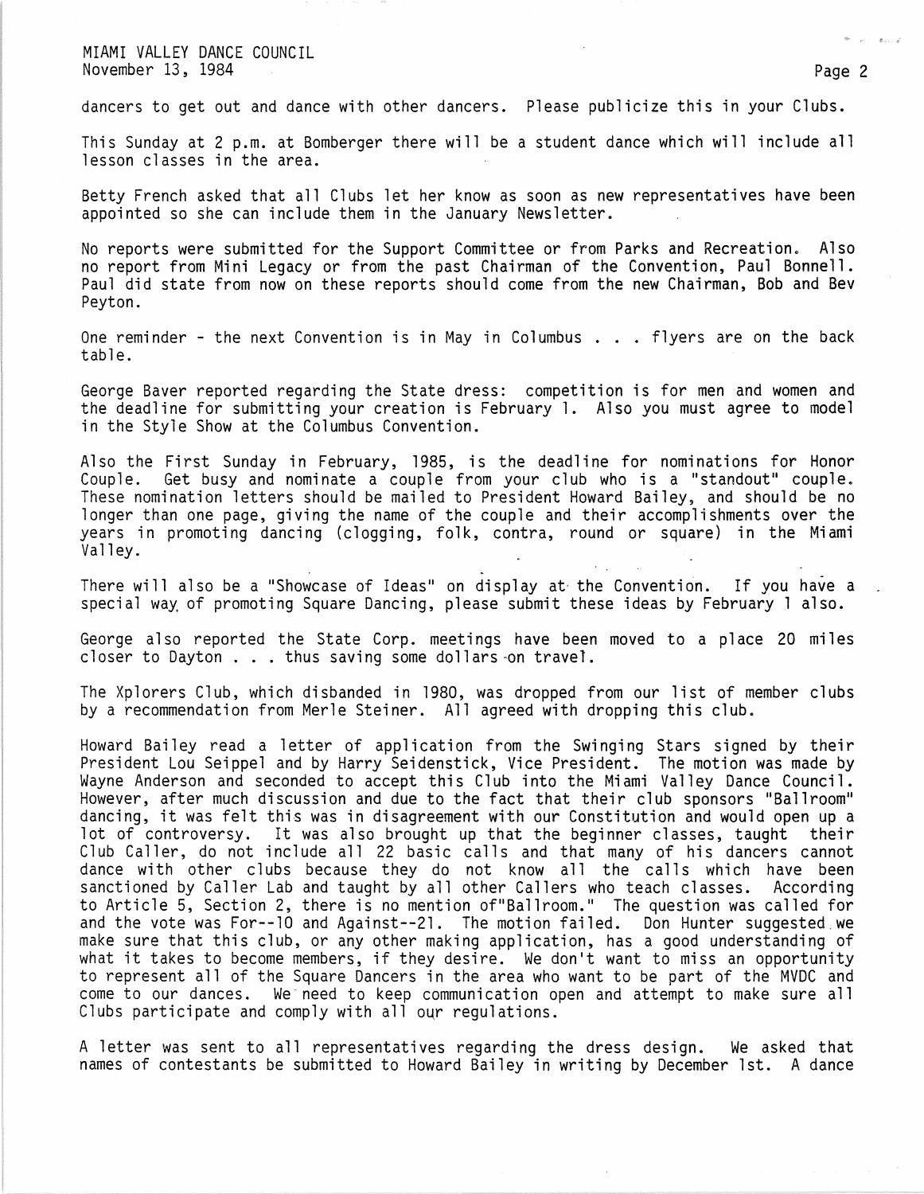dancers to get out and dance with other dancers. Please publicize this in your Clubs.

This Sunday at 2 p.m. at Bomberger there will be a student dance which will include all lesson classes in the area.

Betty French asked that all Clubs let her know as soon as new representatives have been appointed so she can include them in the January Newsletter.

No reports were submitted for the Support Committee or from Parks and Recreation. Also no report from Mini Legacy or from the past Chairman of the Convention, Paul Bonnell. Paul did state from now on these reports should come from the new Chairman, Bob and Bev Peyton.

One reminder - the next Convention is in May in Columbus . . . flyers are on the back table.

George Baver reported regarding the State dress: competition is for men and women and the deadline for submitting your creation is February 1. Also you must agree to model in the Style Show at the Columbus Convention.

Also the First Sunday in February, 1985, is the deadline for nominations for Honor Couple. Get busy and nominate a couple from your club who is a "standout" couple. These nomination letters should be mailed to President Howard Bailey, and should be no longer than one page, giving the name of the couple and their accomplishments over the years in promoting dancing (clogging, folk, contra, round or square) in the Miami Valley.

There will also be a "Showcase of Ideas" on display at the Convention. If you have a special way of promoting Square Dancing, please submit these ideas by February 1 also.

George also reported the State Corp. meetings have been moved to a place 20 miles closer to Dayton . . . thus saving some dollars on travel.

The Xplorers Club, which disbanded in 1980, was dropped from our list of member clubs by a recommendation from Merle Steiner. All agreed with dropping this club.

Howard Bailey read a letter of application from the Swinging Stars signed by their President Lou Seippel and by Harry Seidenstick, Vice President. The motion was made by Wayne Anderson and seconded to accept this Club into the Miami Valley Dance Council. However, after much discussion and due to the fact that their club sponsors "Ballroom" dancing, it was felt this was in disagreement with our Constitution and would open up a lot of controversy. It was also brought up that the beginner classes, taught their Club Caller, do not include all 22 basic calls and that many of his dancers cannot dance with other clubs because they do not know all the calls which have been sanctioned by Caller Lab and taught by all other Callers who teach classes. According to Article 5, Section 2, there is no mention of"Ballroom." The question was called for and the vote was For--10 and Against--21. The motion failed. Don Hunter suggested we make sure that this club, or any other making application, has a good understanding of what it takes to become members, if they desire. We don't want to miss an opportunity to represent all of the Square Dancers in the area who want to be part of the MVDC and come to our dances. We need to keep communication open and attempt to make sure all Clubs participate and comply with all our regulations.

A letter was sent to all representatives regarding the dress design. We asked that names of contestants be submitted to Howard Bailey in writing by December 1st. A dance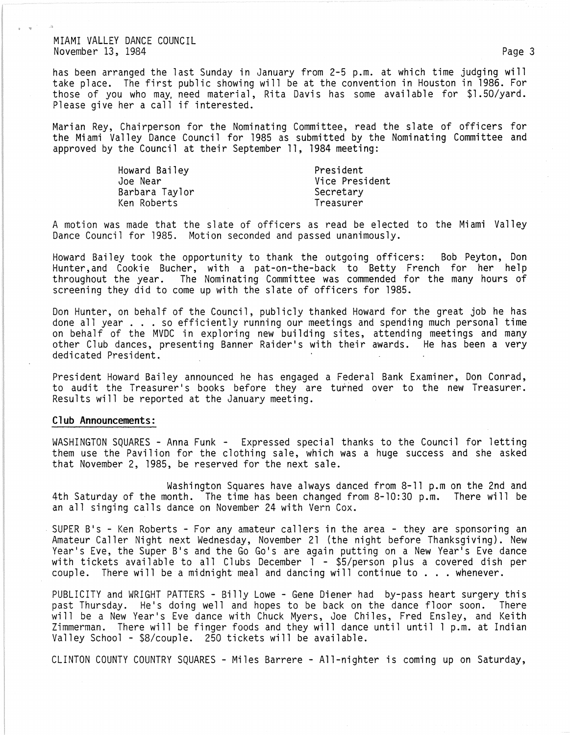has been arranged the last Sunday in January from 2-5 p.m. at which time judging will take place. The first public showing will be at the convention in Houston in 1986. For those of you who may, need material, Rita Davis has some available for $1.50/yard. Please give her a call if interested.

Marian Rey, Chairperson for the Nominating Committee, read the slate of officers for the Miami Valley Dance Council for 1985 as submitted by the Nominating Committee and approved by the Council at their September 11, 1984 meeting:

| | |
|---|---|
| Howard Bailey | President |
| Joe Near | Vice President |
| Barbara Taylor | Secretary |
| Ken Roberts | Treasurer |

A motion was made that the slate of officers as read be elected to the Miami Valley Dance Council for 1985. Motion seconded and passed unanimously.

Howard Bailey took the opportunity to thank the outgoing officers: Bob Peyton, Don Hunter,and Cookie Bucher, with a pat-on-the-back to Betty French for her help throughout the year. The Nominating Committee was commended for the many hours of screening they did to come up with the slate of officers for 1985.

Don Hunter, on behalf of the Council, publicly thanked Howard for the great job he has done all year . . . so efficiently running our meetings and spending much personal time on behalf of the MVDC in exploring new building sites, attending meetings and many other Club dances, presenting Banner Raider's with their awards. He has been a very dedicated President.

President Howard Bailey announced he has engaged a Federal Bank Examiner, Don Conrad, to audit the Treasurer's books before they are turned over to the new Treasurer. Results will be reported at the January meeting.

**Club Announcements:**

WASHINGTON SQUARES - Anna Funk - Expressed special thanks to the Council for letting them use the Pavilion for the clothing sale, which was a huge success and she asked that November 2, 1985, be reserved for the next sale.

Washington Squares have always danced from 8-11 p.m on the 2nd and 4th Saturday of the month. The time has been changed from 8-10:30 p.m. There will be an all singing calls dance on November 24 with Vern Cox.

SUPER B's - Ken Roberts - For any amateur callers in the area - they are sponsoring an Amateur Caller Night next Wednesday, November 21 (the night before Thanksgiving). New Year's Eve, the Super B's and the Go Go's are again putting on a New Year's Eve dance with tickets available to all Clubs December 1 - $5/person plus a covered dish per couple. There will be a midnight meal and dancing will continue to . . . whenever.

PUBLICITY and WRIGHT PATTERS - Billy Lowe - Gene Diener had by-pass heart surgery this past Thursday. He's doing well and hopes to be back on the dance floor soon. There will be a New Year's Eve dance with Chuck Myers, Joe Chiles, Fred Ensley, and Keith Zimmerman. There will be finger foods and they will dance until until 1 p.m. at Indian Valley School - $8/couple. 250 tickets will be available.

CLINTON COUNTY COUNTRY SQUARES - Miles Barrere - All-nighter is coming up on Saturday,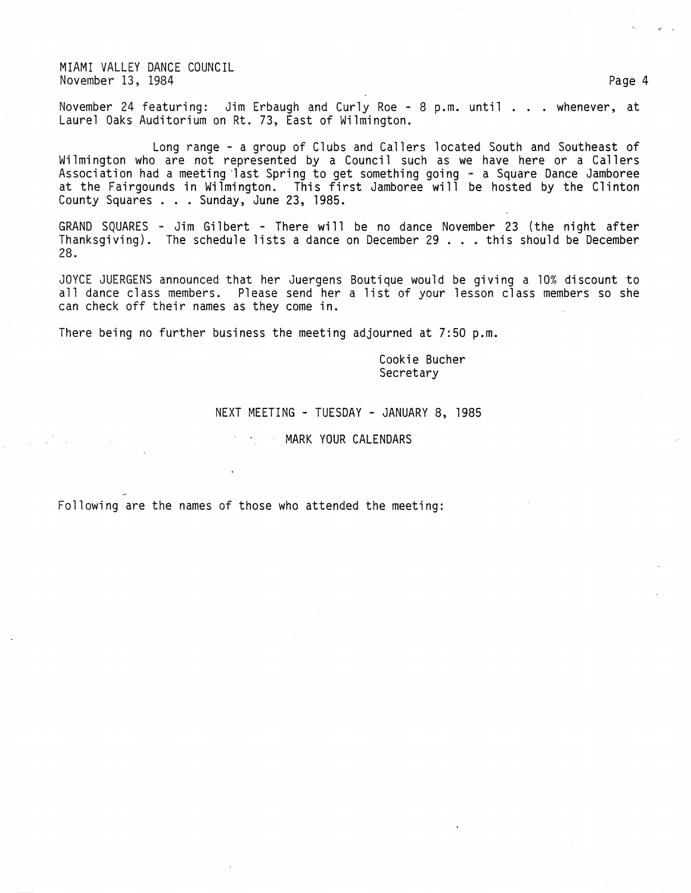November 24 featuring: Jim Erbaugh and Curly Roe - 8 p.m. until . . . whenever, at Laurel Oaks Auditorium on Rt. 73, East of Wilmington.

Long range - a group of Clubs and Callers located South and Southeast of Wilmington who are not represented by a Council such as we have here or a Callers Association had a meeting last Spring to get something going - a Square Dance Jamboree at the Fairgounds in Wilmington. This first Jamboree will be hosted by the Clinton County Squares . . . Sunday, June 23, 1985.

GRAND SQUARES - Jim Gilbert - There will be no dance November 23 (the night after Thanksgiving). The schedule lists a dance on December 29 . . . this should be December 28.

JOYCE JUERGENS announced that her Juergens Boutique would be giving a 10% discount to all dance class members. Please send her a list of your lesson class members so she can check off their names as they come in.

There being no further business the meeting adjourned at 7:50 p.m.

Cookie Bucher
Secretary

NEXT MEETING - TUESDAY - JANUARY 8, 1985

MARK YOUR CALENDARS

Following are the names of those who attended the meeting: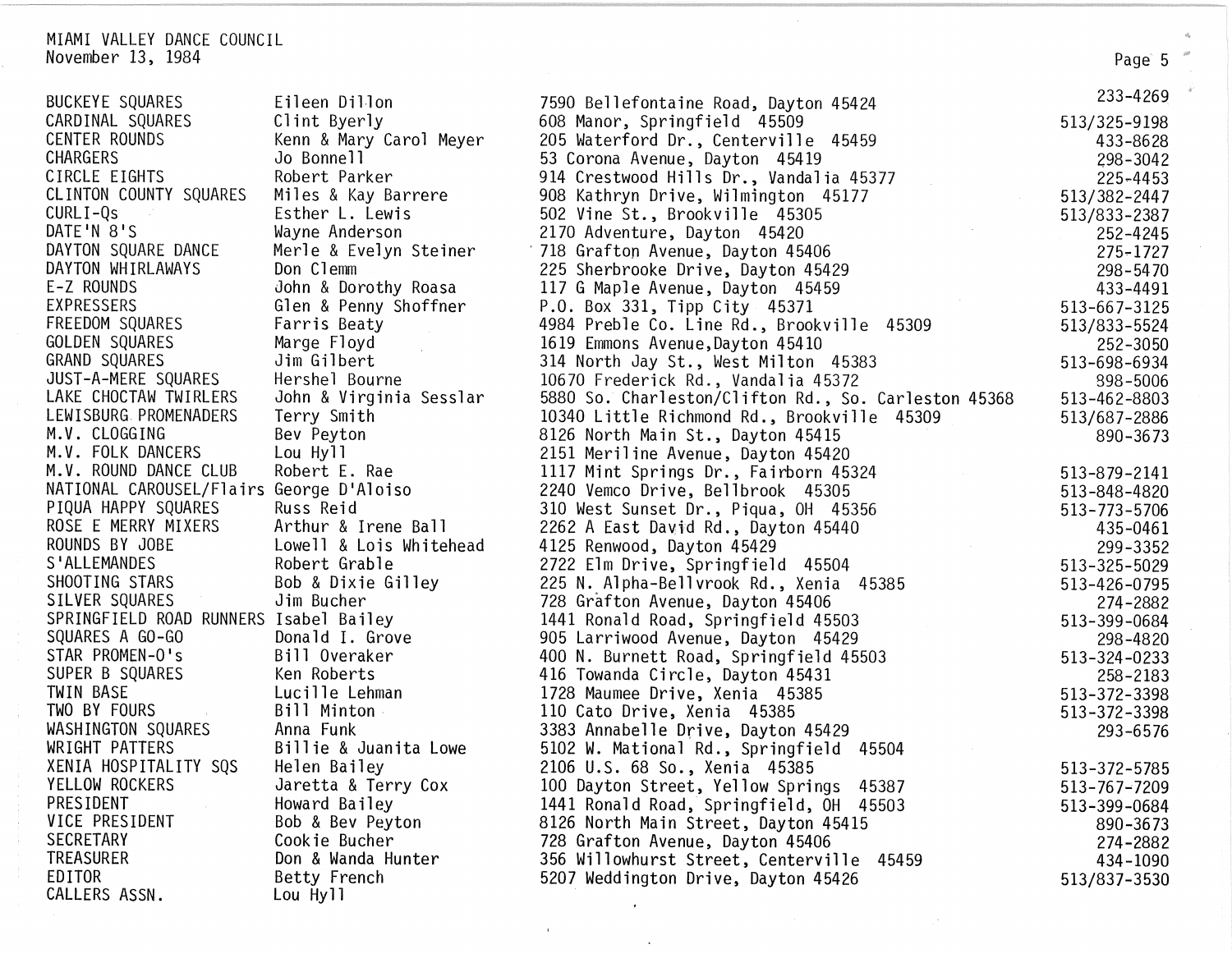MIAMI VALLEY DANCE COUNCIL
November 13, 1984

| | | | |
|---|---|---|---|
| BUCKEYE SQUARES | Eileen Dillon | 7590 Bellefontaine Road, Dayton 45424 | 233-4269 |
| CARDINAL SQUARES | Clint Byerly | 608 Manor, Springfield 45509 | 513/325-9198 |
| CENTER ROUNDS | Kenn & Mary Carol Meyer | 205 Waterford Dr., Centerville 45459 | 433-8628 |
| CHARGERS | Jo Bonnell | 53 Corona Avenue, Dayton 45419 | 298-3042 |
| CIRCLE EIGHTS | Robert Parker | 914 Crestwood Hills Dr., Vandalia 45377 | 225-4453 |
| CLINTON COUNTY SQUARES | Miles & Kay Barrere | 908 Kathryn Drive, Wilmington 45177 | 513/382-2447 |
| CURLI-Qs | Esther L. Lewis | 502 Vine St., Brookville 45305 | 513/833-2387 |
| DATE'N 8'S | Wayne Anderson | 2170 Adventure, Dayton 45420 | 252-4245 |
| DAYTON SQUARE DANCE | Merle & Evelyn Steiner | 718 Grafton Avenue, Dayton 45406 | 275-1727 |
| DAYTON WHIRLAWAYS | Don Clemm | 225 Sherbrooke Drive, Dayton 45429 | 298-5470 |
| E-Z ROUNDS | John & Dorothy Roasa | 117 G Maple Avenue, Dayton 45459 | 433-4491 |
| EXPRESSERS | Glen & Penny Shoffner | P.O. Box 331, Tipp City 45371 | 513-667-3125 |
| FREEDOM SQUARES | Farris Beaty | 4984 Preble Co. Line Rd., Brookville 45309 | 513/833-5524 |
| GOLDEN SQUARES | Marge Floyd | 1619 Emmons Avenue,Dayton 45410 | 252-3050 |
| GRAND SQUARES | Jim Gilbert | 314 North Jay St., West Milton 45383 | 513-698-6934 |
| JUST-A-MERE SQUARES | Hershel Bourne | 10670 Frederick Rd., Vandalia 45372 | 898-5006 |
| LAKE CHOCTAW TWIRLERS | John & Virginia Sesslar | 5880 So. Charleston/Clifton Rd., So. Carleston 45368 | 513-462-8803 |
| LEWISBURG PROMENADERS | Terry Smith | 10340 Little Richmond Rd., Brookville 45309 | 513/687-2886 |
| M.V. CLOGGING | Bev Peyton | 8126 North Main St., Dayton 45415 | 890-3673 |
| M.V. FOLK DANCERS | Lou Hyll | 2151 Meriline Avenue, Dayton 45420 | |
| M.V. ROUND DANCE CLUB | Robert E. Rae | 1117 Mint Springs Dr., Fairborn 45324 | 513-879-2141 |
| NATIONAL CAROUSEL/Flairs | George D'Aloiso | 2240 Vemco Drive, Bellbrook 45305 | 513-848-4820 |
| PIQUA HAPPY SQUARES | Russ Reid | 310 West Sunset Dr., Piqua, OH 45356 | 513-773-5706 |
| ROSE E MERRY MIXERS | Arthur & Irene Ball | 2262 A East David Rd., Dayton 45440 | 435-0461 |
| ROUNDS BY JOBE | Lowell & Lois Whitehead | 4125 Renwood, Dayton 45429 | 299-3352 |
| S'ALLEMANDES | Robert Grable | 2722 Elm Drive, Springfield 45504 | 513-325-5029 |
| SHOOTING STARS | Bob & Dixie Gilley | 225 N. Alpha-Bellvrook Rd., Xenia 45385 | 513-426-0795 |
| SILVER SQUARES | Jim Bucher | 728 Grafton Avenue, Dayton 45406 | 274-2882 |
| SPRINGFIELD ROAD RUNNERS | Isabel Bailey | 1441 Ronald Road, Springfield 45503 | 513-399-0684 |
| SQUARES A GO-GO | Donald I. Grove | 905 Larriwood Avenue, Dayton 45429 | 298-4820 |
| STAR PROMEN-O's | Bill Overaker | 400 N. Burnett Road, Springfield 45503 | 513-324-0233 |
| SUPER B SQUARES | Ken Roberts | 416 Towanda Circle, Dayton 45431 | 258-2183 |
| TWIN BASE | Lucille Lehman | 1728 Maumee Drive, Xenia 45385 | 513-372-3398 |
| TWO BY FOURS | Bill Minton | 110 Cato Drive, Xenia 45385 | 513-372-3398 |
| WASHINGTON SQUARES | Anna Funk | 3383 Annabelle Drive, Dayton 45429 | 293-6576 |
| WRIGHT PATTERS | Billie & Juanita Lowe | 5102 W. Mational Rd., Springfield 45504 | |
| XENIA HOSPITALITY SQS | Helen Bailey | 2106 U.S. 68 So., Xenia 45385 | 513-372-5785 |
| YELLOW ROCKERS | Jaretta & Terry Cox | 100 Dayton Street, Yellow Springs 45387 | 513-767-7209 |
| PRESIDENT | Howard Bailey | 1441 Ronald Road, Springfield, OH 45503 | 513-399-0684 |
| VICE PRESIDENT | Bob & Bev Peyton | 8126 North Main Street, Dayton 45415 | 890-3673 |
| SECRETARY | Cookie Bucher | 728 Grafton Avenue, Dayton 45406 | 274-2882 |
| TREASURER | Don & Wanda Hunter | 356 Willowhurst Street, Centerville 45459 | 434-1090 |
| EDITOR | Betty French | 5207 Weddington Drive, Dayton 45426 | 513/837-3530 |
| CALLERS ASSN. | Lou Hyll | | |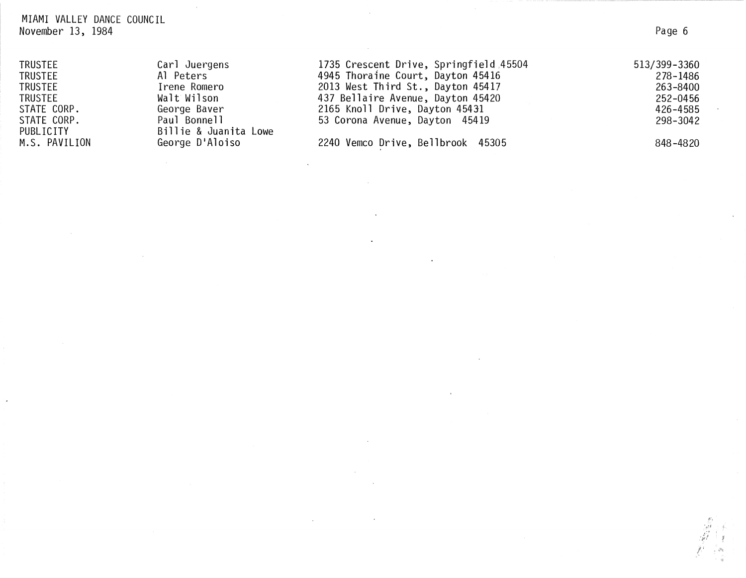| | | | |
|---|---|---|---|
| TRUSTEE | Carl Juergens | 1735 Crescent Drive, Springfield 45504 | 513/399-3360 |
| TRUSTEE | Al Peters | 4945 Thoraine Court, Dayton 45416 | 278-1486 |
| TRUSTEE | Irene Romero | 2013 West Third St., Dayton 45417 | 263-8400 |
| TRUSTEE | Walt Wilson | 437 Bellaire Avenue, Dayton 45420 | 252-0456 |
| STATE CORP. | George Baver | 2165 Knoll Drive, Dayton 45431 | 426-4585 |
| STATE CORP. | Paul Bonnell | 53 Corona Avenue, Dayton 45419 | 298-3042 |
| PUBLICITY | Billie & Juanita Lowe | | |
| M.S. PAVILION | George D'Aloiso | 2240 Vemco Drive, Bellbrook 45305 | 848-4820 |